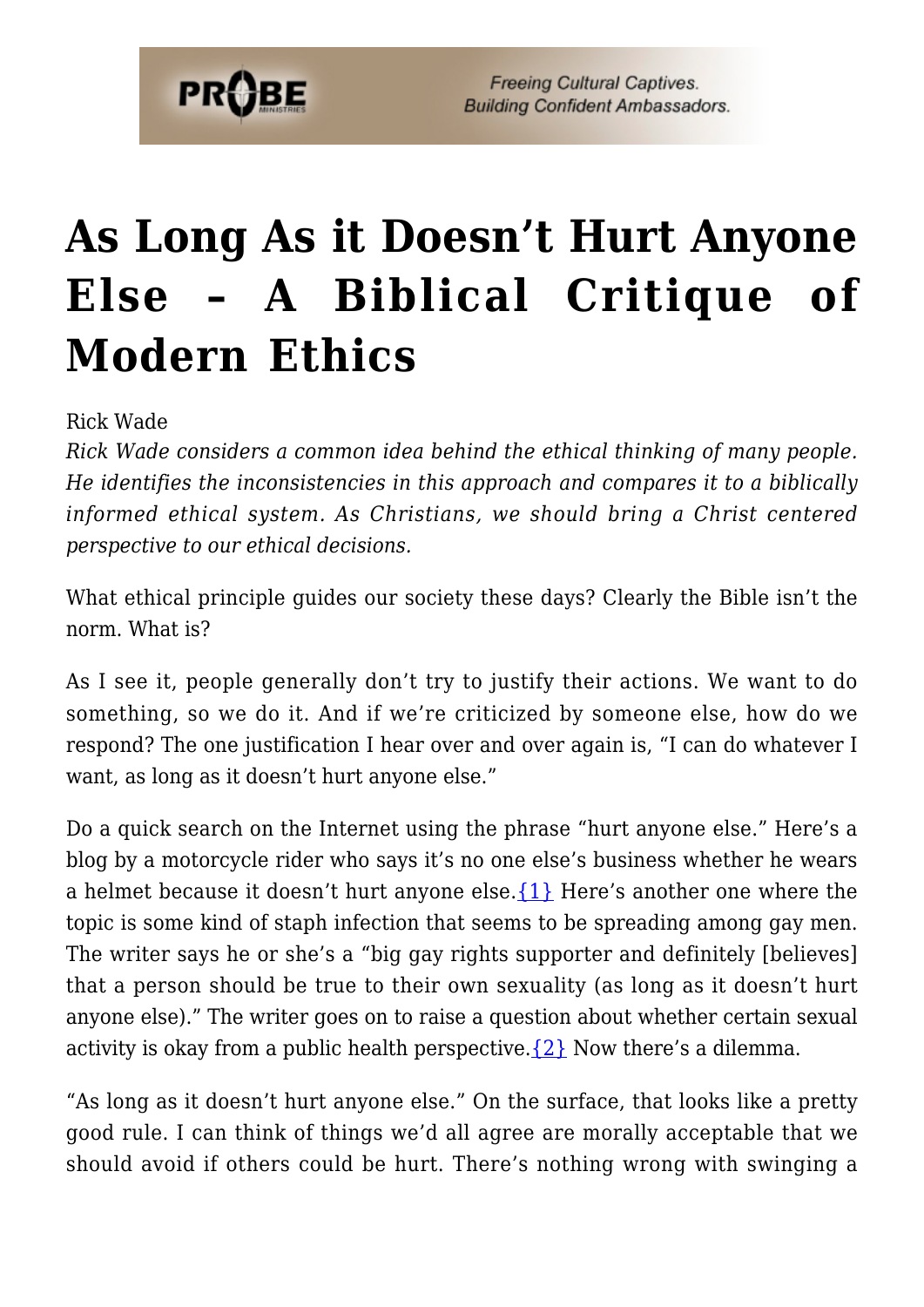# As Long As it Doesn't Hurt Anyone Else – A Biblical Critique of Modern Ethics

Rick Wade

*Rick Wade considers a common idea behind the ethical thinking of many people. He identifies the inconsistencies in this approach and compares it to a biblically informed ethical system. As Christians, we should bring a Christ centered perspective to our ethical decisions.*

What ethical principle guides our society these days? Clearly the Bible isn't the norm. What is?

As I see it, people generally don't try to justify their actions. We want to do something, so we do it. And if we're criticized by someone else, how do we respond? The one justification I hear over and over again is, "I can do whatever I want, as long as it doesn't hurt anyone else."

Do a quick search on the Internet using the phrase "hurt anyone else." Here's a blog by a motorcycle rider who says it's no one else's business whether he wears a helmet because it doesn't hurt anyone else.{1} Here's another one where the topic is some kind of staph infection that seems to be spreading among gay men. The writer says he or she's a "big gay rights supporter and definitely [believes] that a person should be true to their own sexuality (as long as it doesn't hurt anyone else)." The writer goes on to raise a question about whether certain sexual activity is okay from a public health perspective.{2} Now there's a dilemma.

"As long as it doesn't hurt anyone else." On the surface, that looks like a pretty good rule. I can think of things we'd all agree are morally acceptable that we should avoid if others could be hurt. There's nothing wrong with swinging a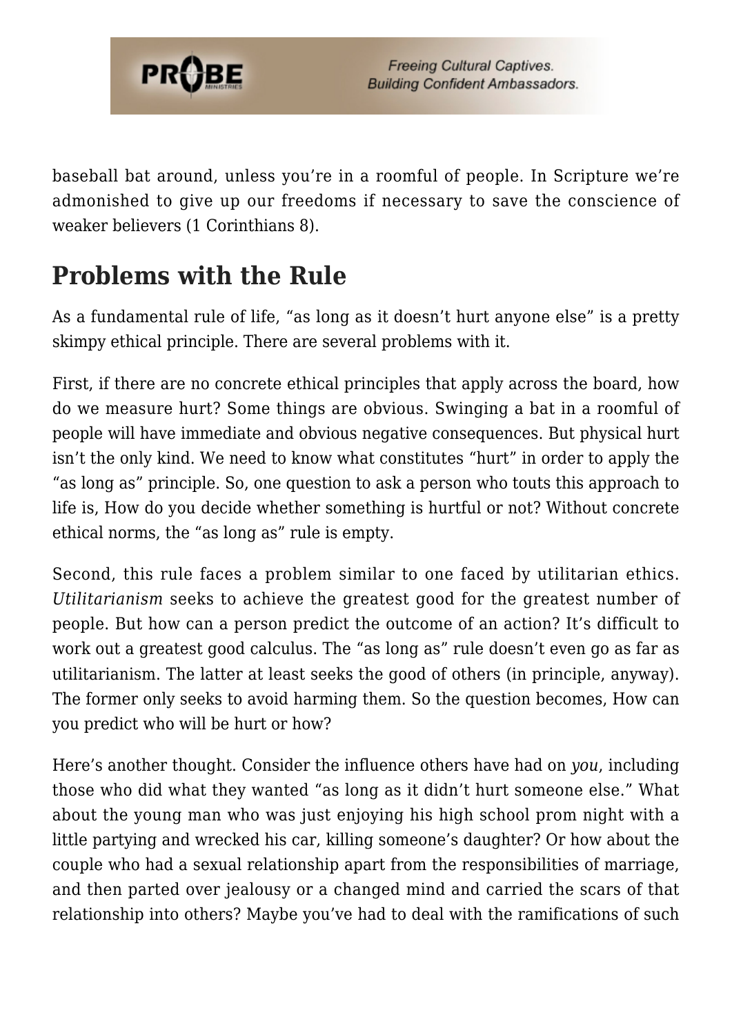baseball bat around, unless you're in a roomful of people. In Scripture we're admonished to give up our freedoms if necessary to save the conscience of weaker believers (1 Corinthians 8).

## Problems with the Rule

As a fundamental rule of life, "as long as it doesn't hurt anyone else" is a pretty skimpy ethical principle. There are several problems with it.

First, if there are no concrete ethical principles that apply across the board, how do we measure hurt? Some things are obvious. Swinging a bat in a roomful of people will have immediate and obvious negative consequences. But physical hurt isn't the only kind. We need to know what constitutes "hurt" in order to apply the "as long as" principle. So, one question to ask a person who touts this approach to life is, How do you decide whether something is hurtful or not? Without concrete ethical norms, the "as long as" rule is empty.

Second, this rule faces a problem similar to one faced by utilitarian ethics. *Utilitarianism* seeks to achieve the greatest good for the greatest number of people. But how can a person predict the outcome of an action? It's difficult to work out a greatest good calculus. The "as long as" rule doesn't even go as far as utilitarianism. The latter at least seeks the good of others (in principle, anyway). The former only seeks to avoid harming them. So the question becomes, How can you predict who will be hurt or how?

Here's another thought. Consider the influence others have had on *you*, including those who did what they wanted "as long as it didn't hurt someone else." What about the young man who was just enjoying his high school prom night with a little partying and wrecked his car, killing someone's daughter? Or how about the couple who had a sexual relationship apart from the responsibilities of marriage, and then parted over jealousy or a changed mind and carried the scars of that relationship into others? Maybe you've had to deal with the ramifications of such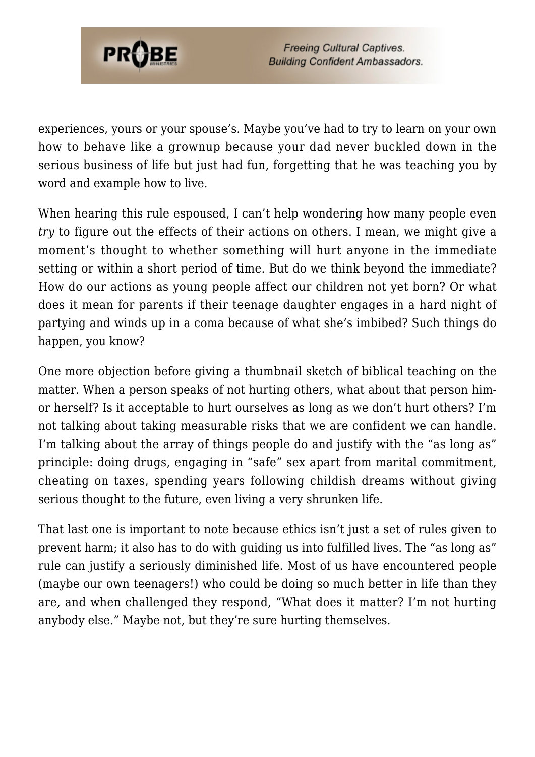experiences, yours or your spouse's. Maybe you've had to try to learn on your own how to behave like a grownup because your dad never buckled down in the serious business of life but just had fun, forgetting that he was teaching you by word and example how to live.

When hearing this rule espoused, I can't help wondering how many people even *try* to figure out the effects of their actions on others. I mean, we might give a moment's thought to whether something will hurt anyone in the immediate setting or within a short period of time. But do we think beyond the immediate? How do our actions as young people affect our children not yet born? Or what does it mean for parents if their teenage daughter engages in a hard night of partying and winds up in a coma because of what she's imbibed? Such things do happen, you know?

One more objection before giving a thumbnail sketch of biblical teaching on the matter. When a person speaks of not hurting others, what about that person him- or herself? Is it acceptable to hurt ourselves as long as we don't hurt others? I'm not talking about taking measurable risks that we are confident we can handle. I'm talking about the array of things people do and justify with the "as long as" principle: doing drugs, engaging in "safe" sex apart from marital commitment, cheating on taxes, spending years following childish dreams without giving serious thought to the future, even living a very shrunken life.

That last one is important to note because ethics isn't just a set of rules given to prevent harm; it also has to do with guiding us into fulfilled lives. The "as long as" rule can justify a seriously diminished life. Most of us have encountered people (maybe our own teenagers!) who could be doing so much better in life than they are, and when challenged they respond, "What does it matter? I'm not hurting anybody else." Maybe not, but they're sure hurting themselves.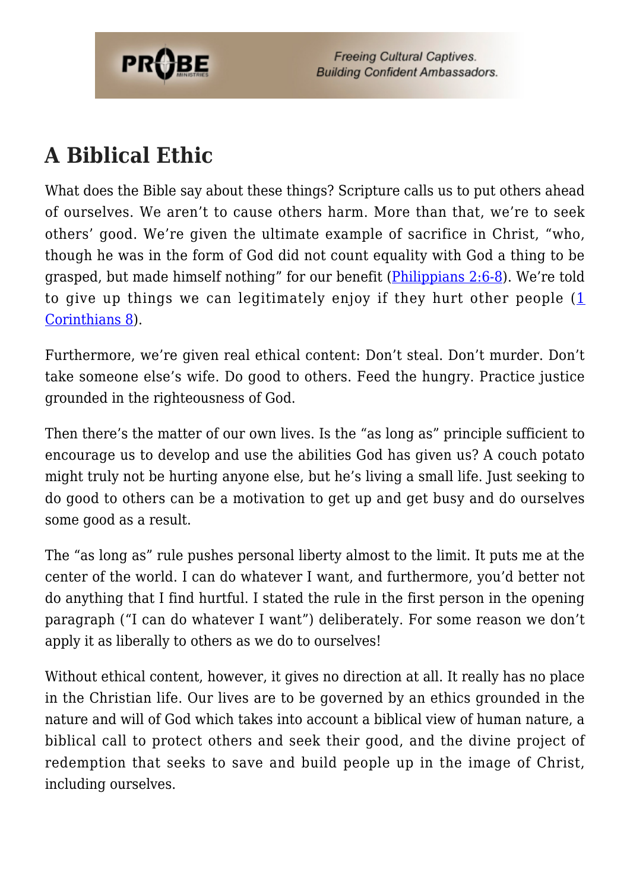## A Biblical Ethic

What does the Bible say about these things? Scripture calls us to put others ahead of ourselves. We aren't to cause others harm. More than that, we're to seek others' good. We're given the ultimate example of sacrifice in Christ, "who, though he was in the form of God did not count equality with God a thing to be grasped, but made himself nothing" for our benefit (Philippians 2:6-8). We're told to give up things we can legitimately enjoy if they hurt other people (1 Corinthians 8).

Furthermore, we're given real ethical content: Don't steal. Don't murder. Don't take someone else's wife. Do good to others. Feed the hungry. Practice justice grounded in the righteousness of God.

Then there's the matter of our own lives. Is the "as long as" principle sufficient to encourage us to develop and use the abilities God has given us? A couch potato might truly not be hurting anyone else, but he's living a small life. Just seeking to do good to others can be a motivation to get up and get busy and do ourselves some good as a result.

The "as long as" rule pushes personal liberty almost to the limit. It puts me at the center of the world. I can do whatever I want, and furthermore, you'd better not do anything that I find hurtful. I stated the rule in the first person in the opening paragraph ("I can do whatever I want") deliberately. For some reason we don't apply it as liberally to others as we do to ourselves!

Without ethical content, however, it gives no direction at all. It really has no place in the Christian life. Our lives are to be governed by an ethics grounded in the nature and will of God which takes into account a biblical view of human nature, a biblical call to protect others and seek their good, and the divine project of redemption that seeks to save and build people up in the image of Christ, including ourselves.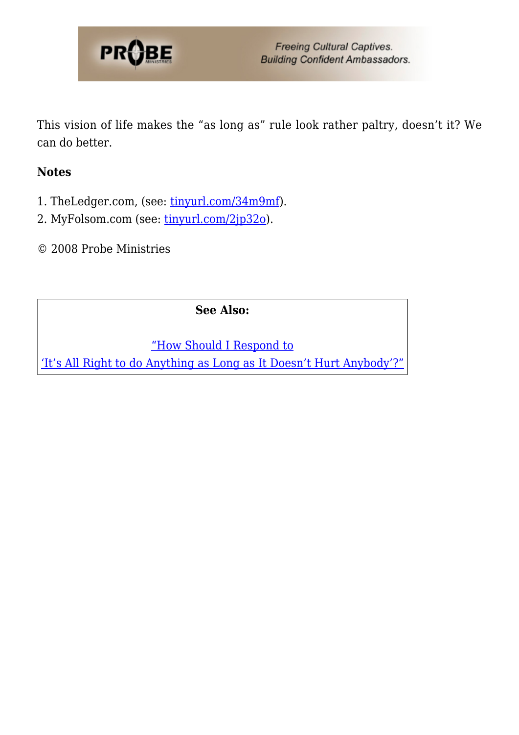This vision of life makes the "as long as" rule look rather paltry, doesn't it? We can do better.

**Notes**

1. TheLedger.com, (see: tinyurl.com/34m9mf).
2. MyFolsom.com (see: tinyurl.com/2jp32o).

© 2008 Probe Ministries

**See Also:**

"How Should I Respond to 'It's All Right to do Anything as Long as It Doesn't Hurt Anybody'?"